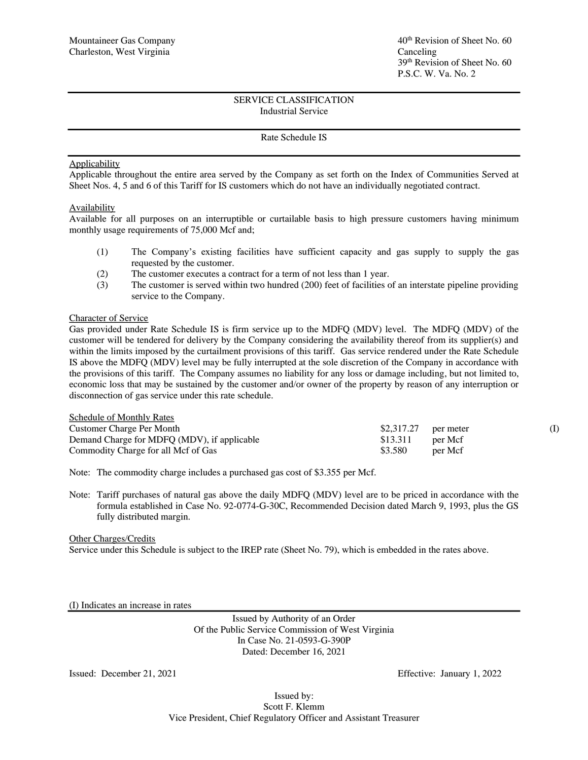Mountaineer Gas Company
Charleston, West Virginia

40th Revision of Sheet No. 60
Canceling
39th Revision of Sheet No. 60
P.S.C. W. Va. No. 2

---

## SERVICE CLASSIFICATION
### Industrial Service

---

### Rate Schedule IS

---

Applicability
Applicable throughout the entire area served by the Company as set forth on the Index of Communities Served at Sheet Nos. 4, 5 and 6 of this Tariff for IS customers which do not have an individually negotiated contract.

Availability
Available for all purposes on an interruptible or curtailable basis to high pressure customers having minimum monthly usage requirements of 75,000 Mcf and;

(1) The Company's existing facilities have sufficient capacity and gas supply to supply the gas requested by the customer.
(2) The customer executes a contract for a term of not less than 1 year.
(3) The customer is served within two hundred (200) feet of facilities of an interstate pipeline providing service to the Company.

Character of Service
Gas provided under Rate Schedule IS is firm service up to the MDFQ (MDV) level. The MDFQ (MDV) of the customer will be tendered for delivery by the Company considering the availability thereof from its supplier(s) and within the limits imposed by the curtailment provisions of this tariff. Gas service rendered under the Rate Schedule IS above the MDFQ (MDV) level may be fully interrupted at the sole discretion of the Company in accordance with the provisions of this tariff. The Company assumes no liability for any loss or damage including, but not limited to, economic loss that may be sustained by the customer and/or owner of the property by reason of any interruption or disconnection of gas service under this rate schedule.

Schedule of Monthly Rates

| | | | |
|---|---|---|---|
| Customer Charge Per Month | $2,317.27 | per meter | (I) |
| Demand Charge for MDFQ (MDV), if applicable | $13.311 | per Mcf | |
| Commodity Charge for all Mcf of Gas | $3.580 | per Mcf | |

Note: The commodity charge includes a purchased gas cost of $3.355 per Mcf.

Note: Tariff purchases of natural gas above the daily MDFQ (MDV) level are to be priced in accordance with the formula established in Case No. 92-0774-G-30C, Recommended Decision dated March 9, 1993, plus the GS fully distributed margin.

Other Charges/Credits
Service under this Schedule is subject to the IREP rate (Sheet No. 79), which is embedded in the rates above.

(I) Indicates an increase in rates

---

Issued by Authority of an Order
Of the Public Service Commission of West Virginia
In Case No. 21-0593-G-390P
Dated: December 16, 2021

Issued: December 21, 2021

Effective: January 1, 2022

Issued by:
Scott F. Klemm
Vice President, Chief Regulatory Officer and Assistant Treasurer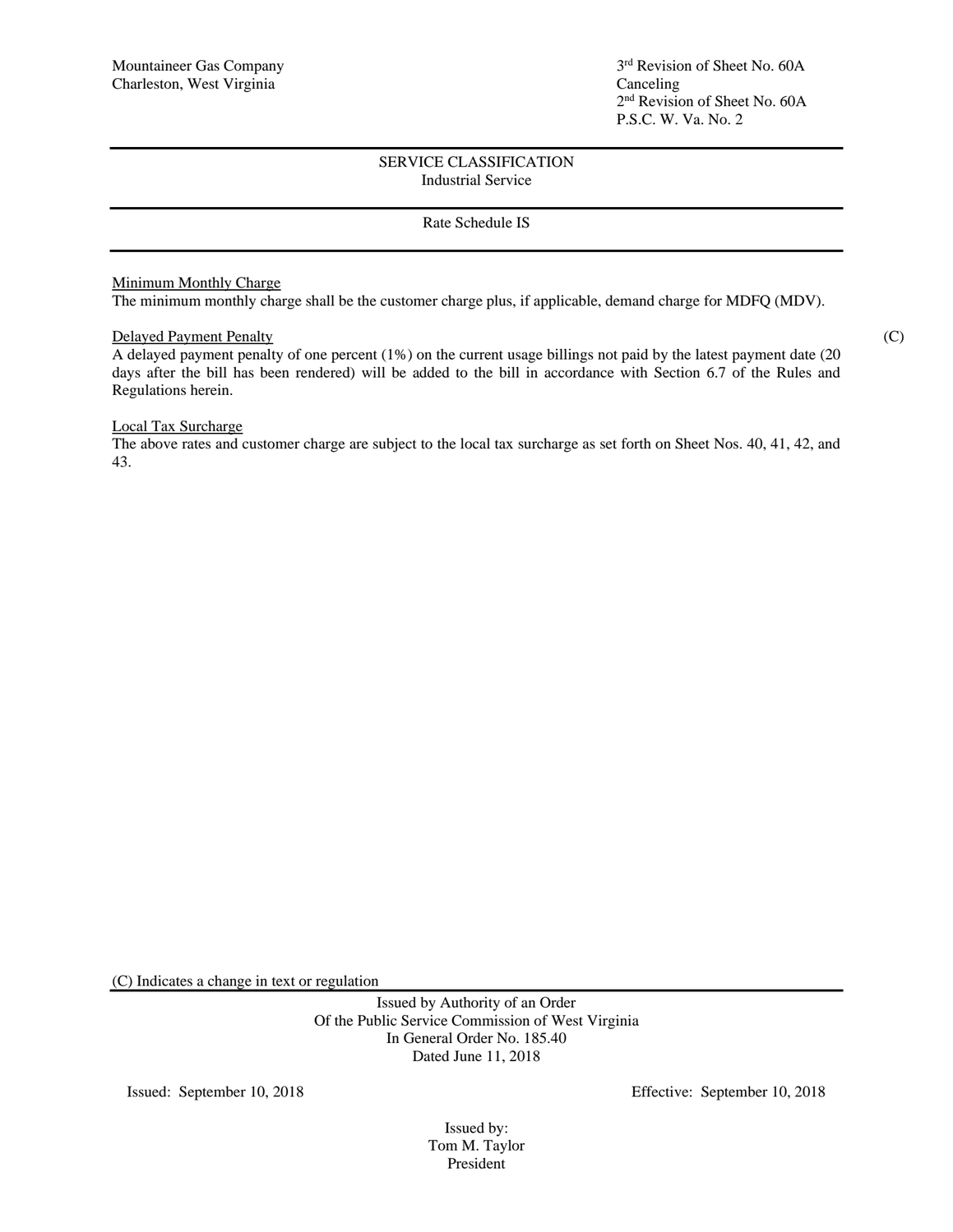Mountaineer Gas Company
Charleston, West Virginia

3rd Revision of Sheet No. 60A
Canceling
2nd Revision of Sheet No. 60A
P.S.C. W. Va. No. 2

SERVICE CLASSIFICATION
Industrial Service

Rate Schedule IS

Minimum Monthly Charge
The minimum monthly charge shall be the customer charge plus, if applicable, demand charge for MDFQ (MDV).

Delayed Payment Penalty (C)
A delayed payment penalty of one percent (1%) on the current usage billings not paid by the latest payment date (20 days after the bill has been rendered) will be added to the bill in accordance with Section 6.7 of the Rules and Regulations herein.

Local Tax Surcharge
The above rates and customer charge are subject to the local tax surcharge as set forth on Sheet Nos. 40, 41, 42, and 43.

(C) Indicates a change in text or regulation

Issued by Authority of an Order
Of the Public Service Commission of West Virginia
In General Order No. 185.40
Dated June 11, 2018

Issued: September 10, 2018

Effective: September 10, 2018

Issued by:
Tom M. Taylor
President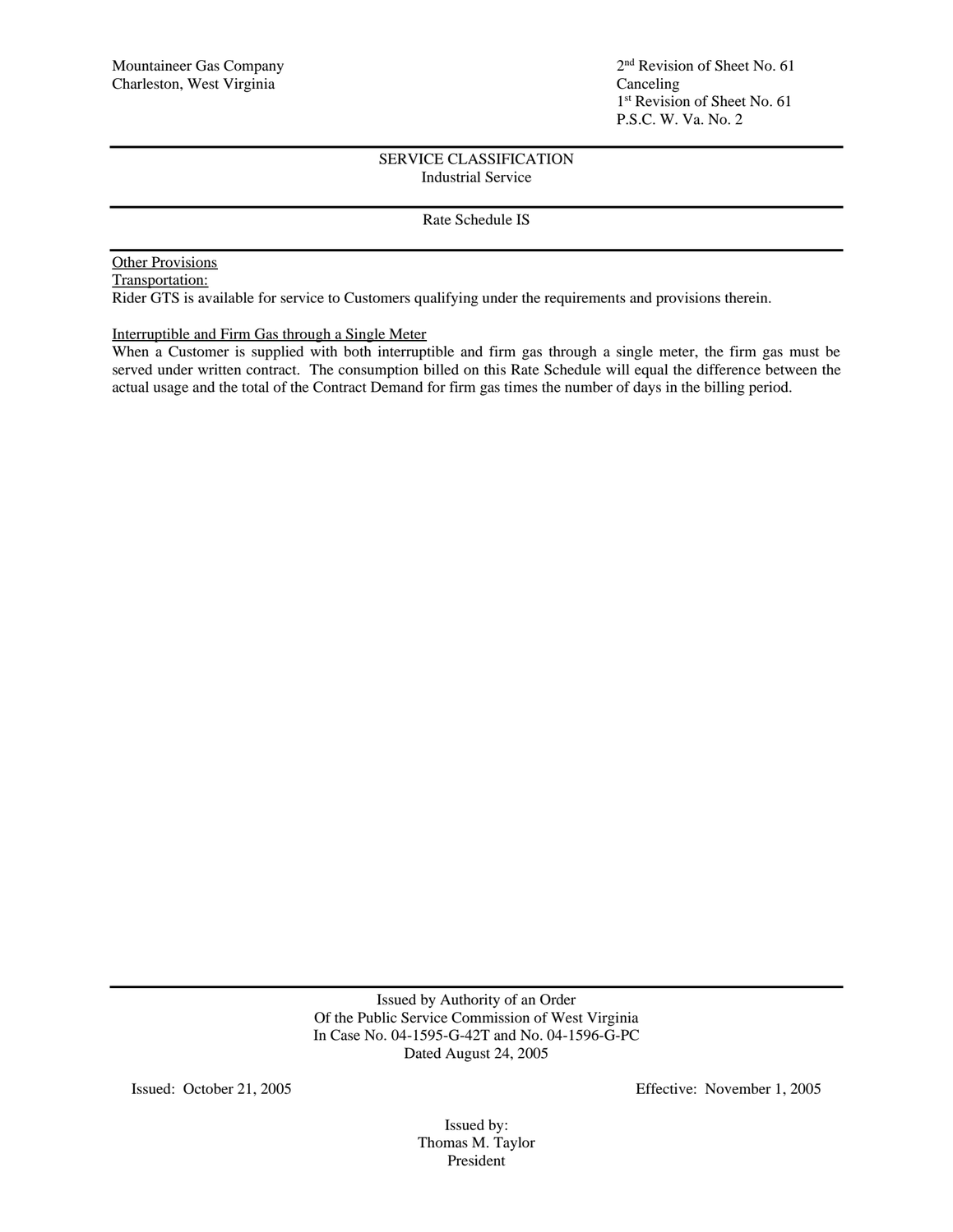Mountaineer Gas Company
Charleston, West Virginia

2nd Revision of Sheet No. 61
Canceling
1st Revision of Sheet No. 61
P.S.C. W. Va. No. 2

---

SERVICE CLASSIFICATION
Industrial Service

---

Rate Schedule IS

---

Other Provisions

Transportation:

Rider GTS is available for service to Customers qualifying under the requirements and provisions therein.

Interruptible and Firm Gas through a Single Meter

When a Customer is supplied with both interruptible and firm gas through a single meter, the firm gas must be served under written contract. The consumption billed on this Rate Schedule will equal the difference between the actual usage and the total of the Contract Demand for firm gas times the number of days in the billing period.

---

Issued by Authority of an Order
Of the Public Service Commission of West Virginia
In Case No. 04-1595-G-42T and No. 04-1596-G-PC
Dated August 24, 2005

Issued: October 21, 2005

Effective: November 1, 2005

Issued by:
Thomas M. Taylor
President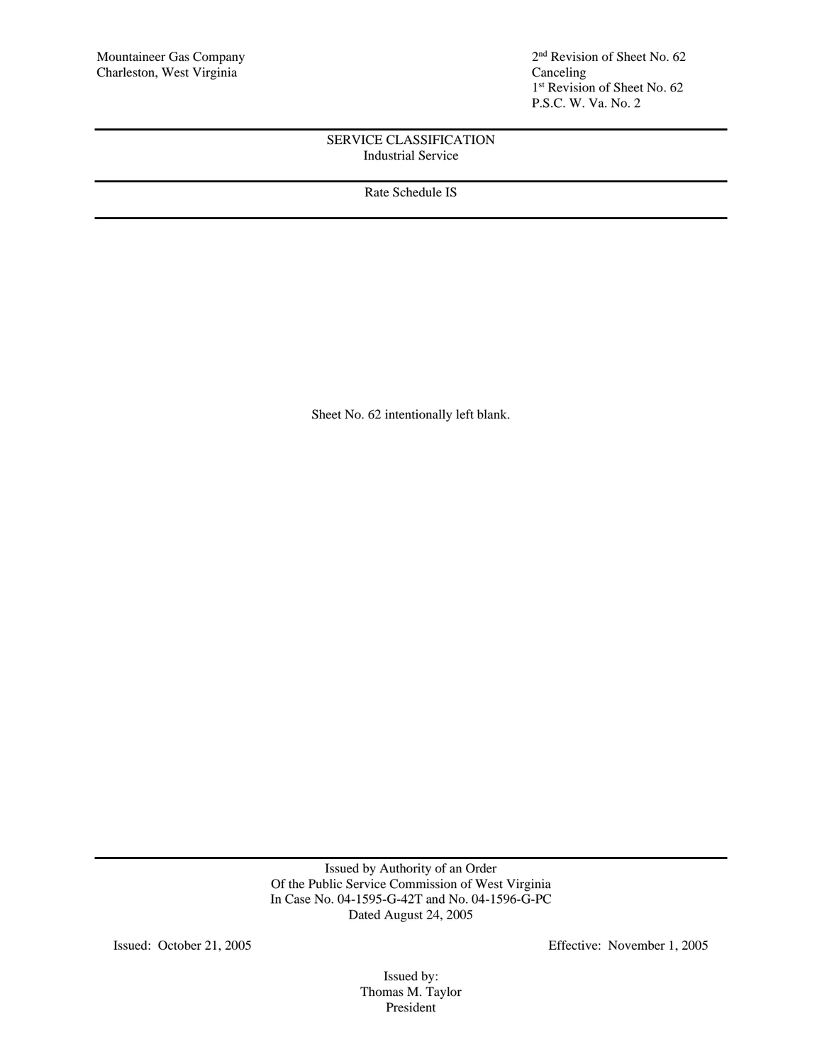Mountaineer Gas Company
Charleston, West Virginia

2nd Revision of Sheet No. 62
Canceling
1st Revision of Sheet No. 62
P.S.C. W. Va. No. 2

---

SERVICE CLASSIFICATION
Industrial Service

---

Rate Schedule IS

---

Sheet No. 62 intentionally left blank.

---

Issued by Authority of an Order
Of the Public Service Commission of West Virginia
In Case No. 04-1595-G-42T and No. 04-1596-G-PC
Dated August 24, 2005

Issued: October 21, 2005

Effective: November 1, 2005

Issued by:
Thomas M. Taylor
President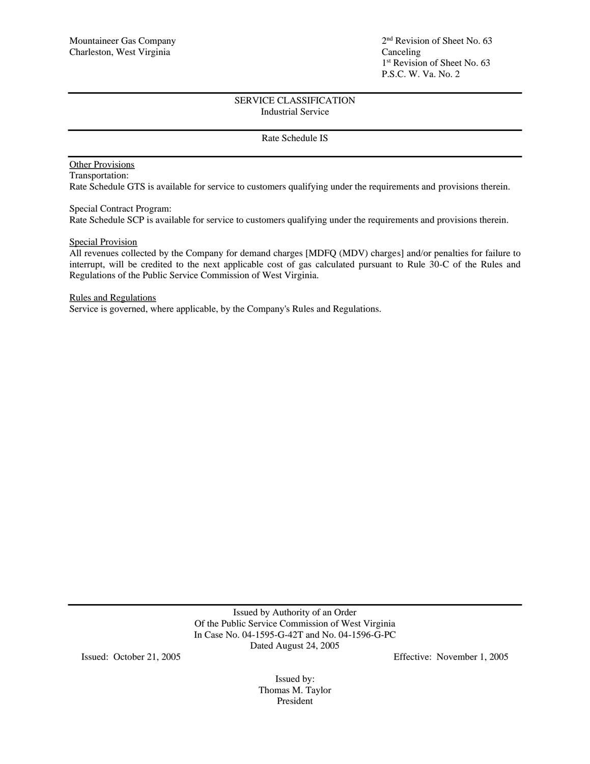Mountaineer Gas Company
Charleston, West Virginia

2nd Revision of Sheet No. 63
Canceling
1st Revision of Sheet No. 63
P.S.C. W. Va. No. 2

SERVICE CLASSIFICATION
Industrial Service

Rate Schedule IS

Other Provisions

Transportation:
Rate Schedule GTS is available for service to customers qualifying under the requirements and provisions therein.

Special Contract Program:
Rate Schedule SCP is available for service to customers qualifying under the requirements and provisions therein.

Special Provision

All revenues collected by the Company for demand charges [MDFQ (MDV) charges] and/or penalties for failure to interrupt, will be credited to the next applicable cost of gas calculated pursuant to Rule 30-C of the Rules and Regulations of the Public Service Commission of West Virginia.

Rules and Regulations

Service is governed, where applicable, by the Company's Rules and Regulations.

Issued by Authority of an Order
Of the Public Service Commission of West Virginia
In Case No. 04-1595-G-42T and No. 04-1596-G-PC
Dated August 24, 2005

Issued: October 21, 2005

Effective: November 1, 2005

Issued by:
Thomas M. Taylor
President